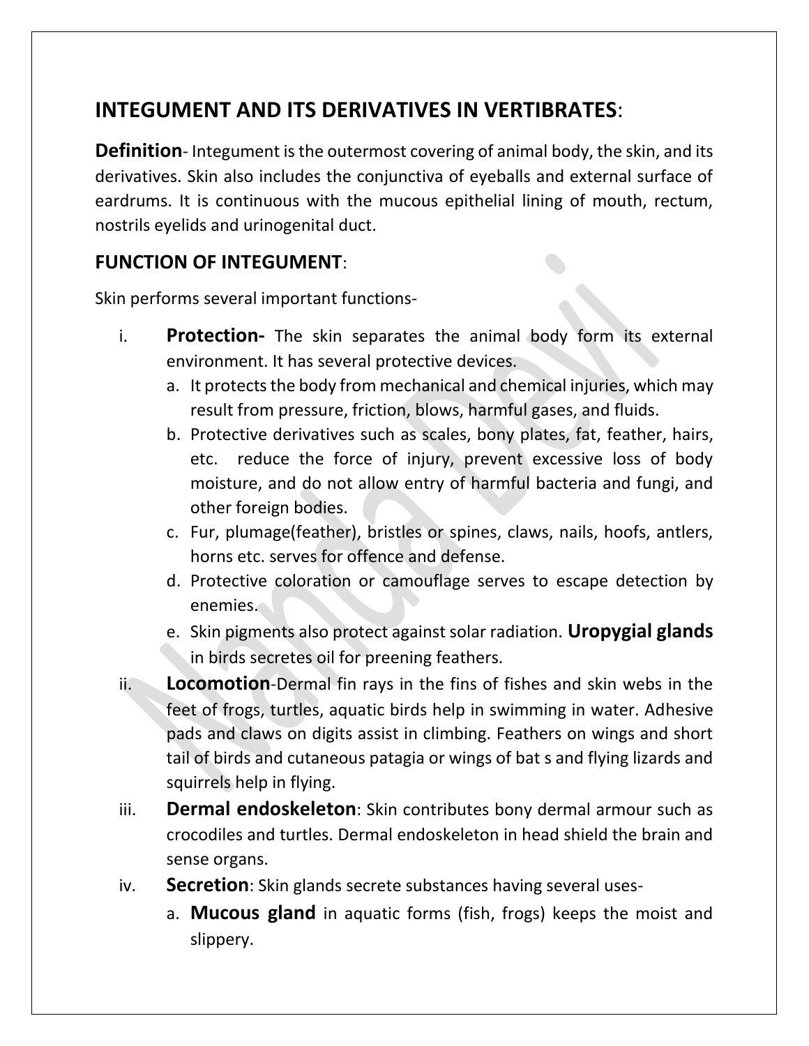## INTEGUMENT AND ITS DERIVATIVES IN VERTIBRATES:

**Definition**- Integument is the outermost covering of animal body, the skin, and its derivatives. Skin also includes the conjunctiva of eyeballs and external surface of eardrums. It is continuous with the mucous epithelial lining of mouth, rectum, nostrils eyelids and urinogenital duct.

### FUNCTION OF INTEGUMENT:

Skin performs several important functions-

i. **Protection-** The skin separates the animal body form its external environment. It has several protective devices.
   a. It protects the body from mechanical and chemical injuries, which may result from pressure, friction, blows, harmful gases, and fluids.
   b. Protective derivatives such as scales, bony plates, fat, feather, hairs, etc. reduce the force of injury, prevent excessive loss of body moisture, and do not allow entry of harmful bacteria and fungi, and other foreign bodies.
   c. Fur, plumage(feather), bristles or spines, claws, nails, hoofs, antlers, horns etc. serves for offence and defense.
   d. Protective coloration or camouflage serves to escape detection by enemies.
   e. Skin pigments also protect against solar radiation. **Uropygial glands** in birds secretes oil for preening feathers.

ii. **Locomotion**-Dermal fin rays in the fins of fishes and skin webs in the feet of frogs, turtles, aquatic birds help in swimming in water. Adhesive pads and claws on digits assist in climbing. Feathers on wings and short tail of birds and cutaneous patagia or wings of bat s and flying lizards and squirrels help in flying.

iii. **Dermal endoskeleton**: Skin contributes bony dermal armour such as crocodiles and turtles. Dermal endoskeleton in head shield the brain and sense organs.

iv. **Secretion**: Skin glands secrete substances having several uses-
   a. **Mucous gland** in aquatic forms (fish, frogs) keeps the moist and slippery.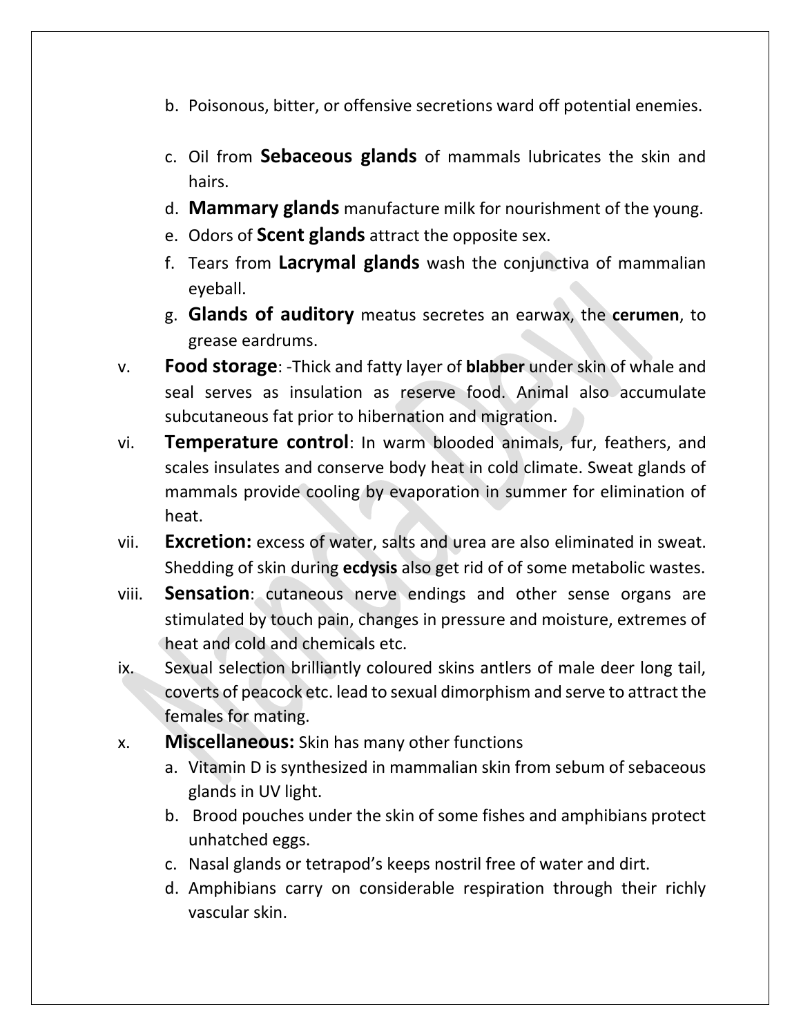b. Poisonous, bitter, or offensive secretions ward off potential enemies.

c. Oil from **Sebaceous glands** of mammals lubricates the skin and hairs.

d. **Mammary glands** manufacture milk for nourishment of the young.

e. Odors of **Scent glands** attract the opposite sex.

f. Tears from **Lacrymal glands** wash the conjunctiva of mammalian eyeball.

g. **Glands of auditory** meatus secretes an earwax, the **cerumen**, to grease eardrums.

v. **Food storage**: -Thick and fatty layer of **blabber** under skin of whale and seal serves as insulation as reserve food. Animal also accumulate subcutaneous fat prior to hibernation and migration.

vi. **Temperature control**: In warm blooded animals, fur, feathers, and scales insulates and conserve body heat in cold climate. Sweat glands of mammals provide cooling by evaporation in summer for elimination of heat.

vii. **Excretion:** excess of water, salts and urea are also eliminated in sweat. Shedding of skin during **ecdysis** also get rid of of some metabolic wastes.

viii. **Sensation**: cutaneous nerve endings and other sense organs are stimulated by touch pain, changes in pressure and moisture, extremes of heat and cold and chemicals etc.

ix. Sexual selection brilliantly coloured skins antlers of male deer long tail, coverts of peacock etc. lead to sexual dimorphism and serve to attract the females for mating.

x. **Miscellaneous:** Skin has many other functions

a. Vitamin D is synthesized in mammalian skin from sebum of sebaceous glands in UV light.

b. Brood pouches under the skin of some fishes and amphibians protect unhatched eggs.

c. Nasal glands or tetrapod's keeps nostril free of water and dirt.

d. Amphibians carry on considerable respiration through their richly vascular skin.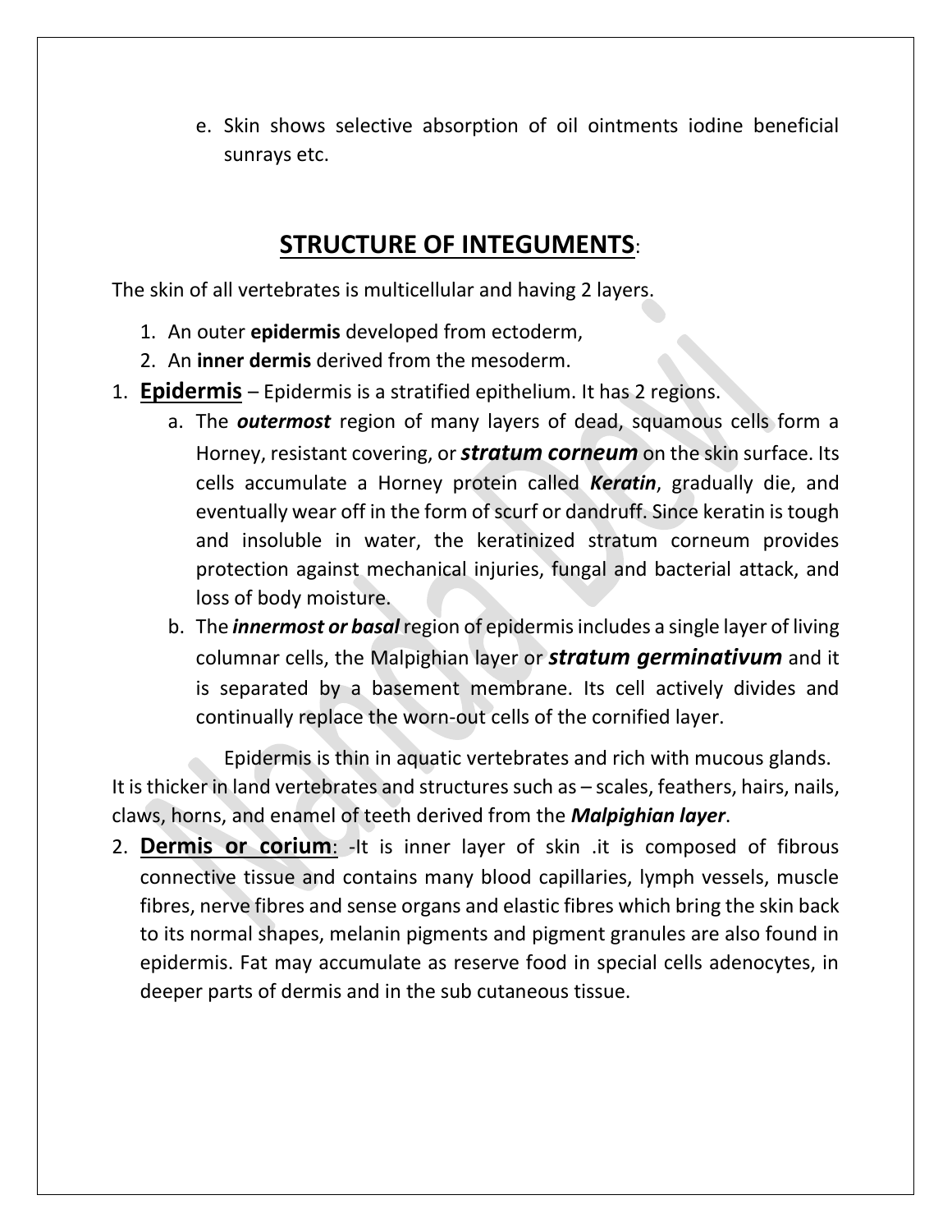e. Skin shows selective absorption of oil ointments iodine beneficial sunrays etc.

## STRUCTURE OF INTEGUMENTS:

The skin of all vertebrates is multicellular and having 2 layers.

1. An outer **epidermis** developed from ectoderm,
2. An **inner dermis** derived from the mesoderm.

1. **Epidermis** – Epidermis is a stratified epithelium. It has 2 regions.
   a. The ***outermost*** region of many layers of dead, squamous cells form a Horney, resistant covering, or ***stratum corneum*** on the skin surface. Its cells accumulate a Horney protein called ***Keratin***, gradually die, and eventually wear off in the form of scurf or dandruff. Since keratin is tough and insoluble in water, the keratinized stratum corneum provides protection against mechanical injuries, fungal and bacterial attack, and loss of body moisture.
   b. The ***innermost or basal*** region of epidermis includes a single layer of living columnar cells, the Malpighian layer or ***stratum germinativum*** and it is separated by a basement membrane. Its cell actively divides and continually replace the worn-out cells of the cornified layer.

Epidermis is thin in aquatic vertebrates and rich with mucous glands. It is thicker in land vertebrates and structures such as – scales, feathers, hairs, nails, claws, horns, and enamel of teeth derived from the ***Malpighian layer***.

2. **Dermis or corium**: -It is inner layer of skin .it is composed of fibrous connective tissue and contains many blood capillaries, lymph vessels, muscle fibres, nerve fibres and sense organs and elastic fibres which bring the skin back to its normal shapes, melanin pigments and pigment granules are also found in epidermis. Fat may accumulate as reserve food in special cells adenocytes, in deeper parts of dermis and in the sub cutaneous tissue.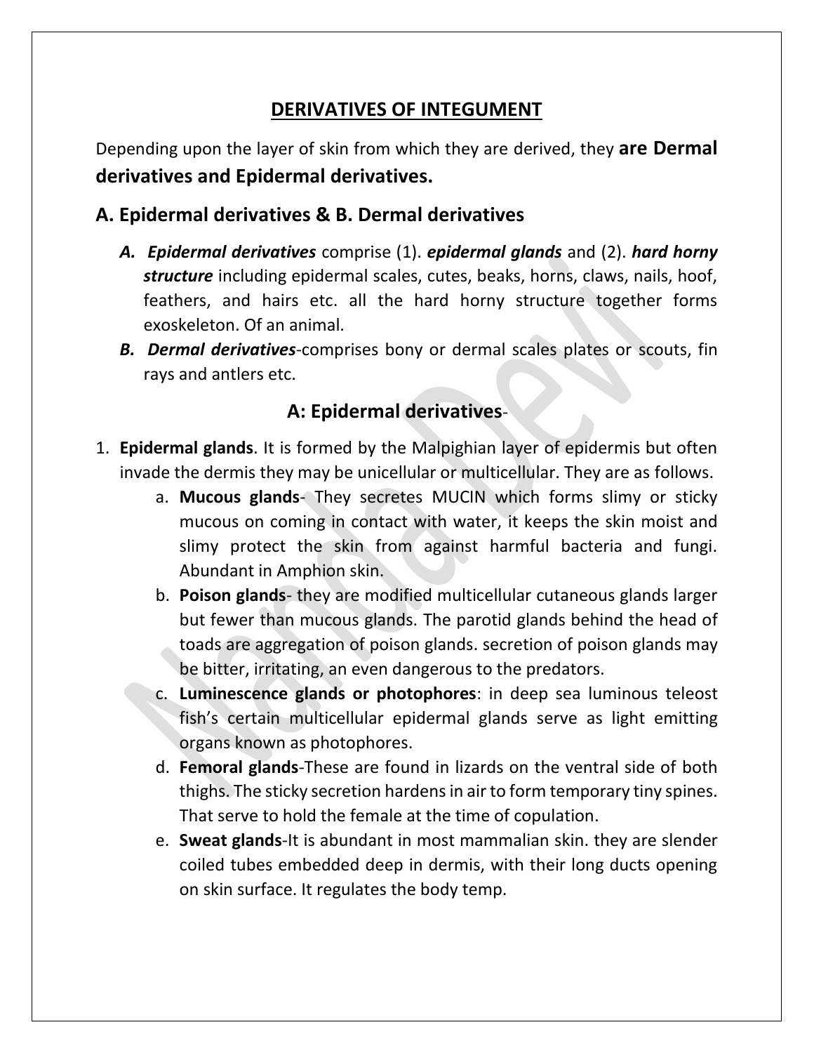# DERIVATIVES OF INTEGUMENT

Depending upon the layer of skin from which they are derived, they **are Dermal derivatives and Epidermal derivatives.**

## A. Epidermal derivatives & B. Dermal derivatives

- ***A. Epidermal derivatives*** comprise (1). ***epidermal glands*** and (2). ***hard horny structure*** including epidermal scales, cutes, beaks, horns, claws, nails, hoof, feathers, and hairs etc. all the hard horny structure together forms exoskeleton. Of an animal.
- ***B. Dermal derivatives***-comprises bony or dermal scales plates or scouts, fin rays and antlers etc.

## A: Epidermal derivatives-

1. **Epidermal glands**. It is formed by the Malpighian layer of epidermis but often invade the dermis they may be unicellular or multicellular. They are as follows.
   a. **Mucous glands**- They secretes MUCIN which forms slimy or sticky mucous on coming in contact with water, it keeps the skin moist and slimy protect the skin from against harmful bacteria and fungi. Abundant in Amphion skin.
   b. **Poison glands**- they are modified multicellular cutaneous glands larger but fewer than mucous glands. The parotid glands behind the head of toads are aggregation of poison glands. secretion of poison glands may be bitter, irritating, an even dangerous to the predators.
   c. **Luminescence glands or photophores**: in deep sea luminous teleost fish's certain multicellular epidermal glands serve as light emitting organs known as photophores.
   d. **Femoral glands**-These are found in lizards on the ventral side of both thighs. The sticky secretion hardens in air to form temporary tiny spines. That serve to hold the female at the time of copulation.
   e. **Sweat glands**-It is abundant in most mammalian skin. they are slender coiled tubes embedded deep in dermis, with their long ducts opening on skin surface. It regulates the body temp.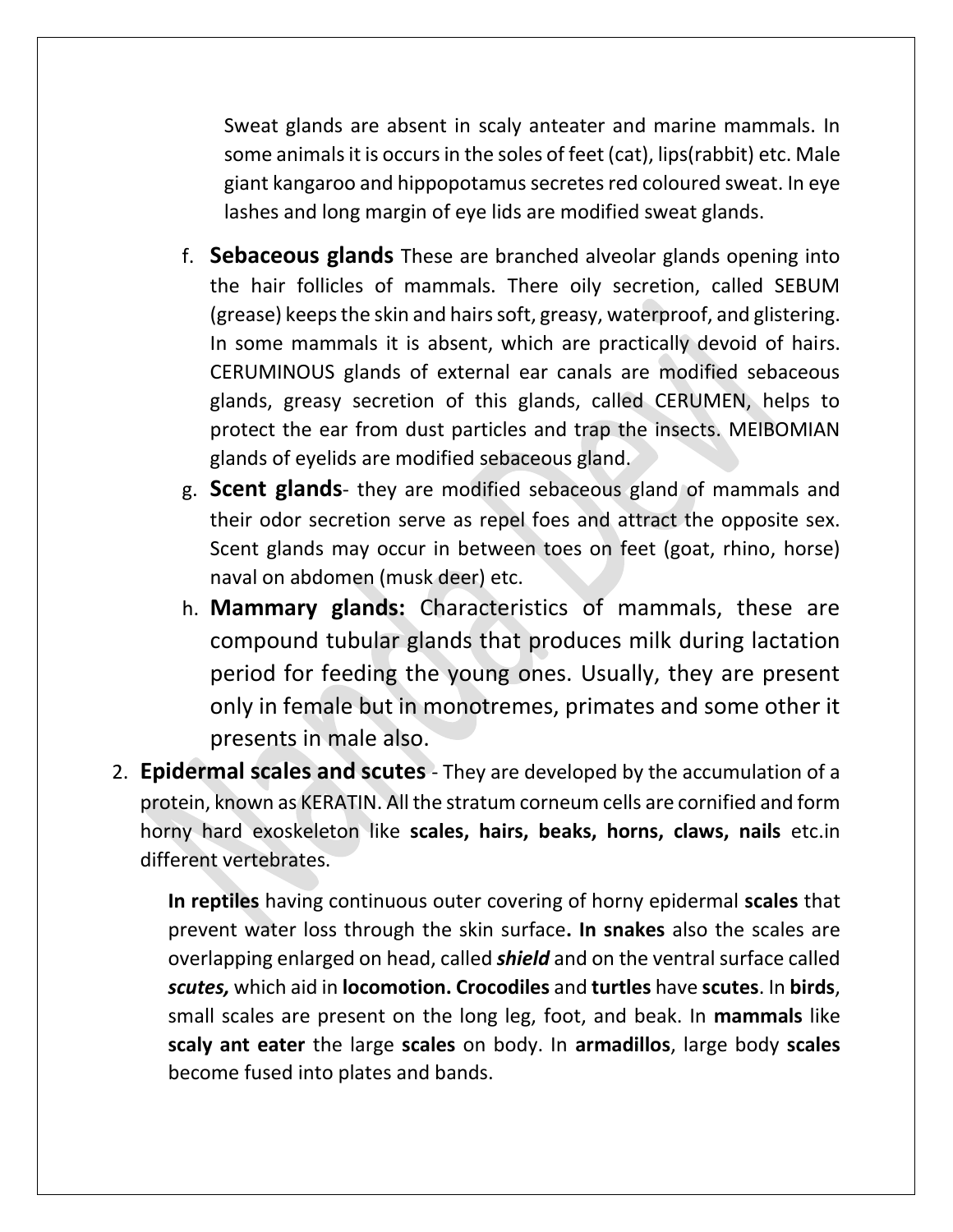Sweat glands are absent in scaly anteater and marine mammals. In some animals it is occurs in the soles of feet (cat), lips(rabbit) etc. Male giant kangaroo and hippopotamus secretes red coloured sweat. In eye lashes and long margin of eye lids are modified sweat glands.

f. **Sebaceous glands** These are branched alveolar glands opening into the hair follicles of mammals. There oily secretion, called SEBUM (grease) keeps the skin and hairs soft, greasy, waterproof, and glistering. In some mammals it is absent, which are practically devoid of hairs. CERUMINOUS glands of external ear canals are modified sebaceous glands, greasy secretion of this glands, called CERUMEN, helps to protect the ear from dust particles and trap the insects. MEIBOMIAN glands of eyelids are modified sebaceous gland.

g. **Scent glands**- they are modified sebaceous gland of mammals and their odor secretion serve as repel foes and attract the opposite sex. Scent glands may occur in between toes on feet (goat, rhino, horse) naval on abdomen (musk deer) etc.

h. **Mammary glands:** Characteristics of mammals, these are compound tubular glands that produces milk during lactation period for feeding the young ones. Usually, they are present only in female but in monotremes, primates and some other it presents in male also.

2. **Epidermal scales and scutes** - They are developed by the accumulation of a protein, known as KERATIN. All the stratum corneum cells are cornified and form horny hard exoskeleton like **scales, hairs, beaks, horns, claws, nails** etc.in different vertebrates.

**In reptiles** having continuous outer covering of horny epidermal **scales** that prevent water loss through the skin surface**. In snakes** also the scales are overlapping enlarged on head, called ***shield*** and on the ventral surface called ***scutes,*** which aid in **locomotion. Crocodiles** and **turtles** have **scutes**. In **birds**, small scales are present on the long leg, foot, and beak. In **mammals** like **scaly ant eater** the large **scales** on body. In **armadillos**, large body **scales** become fused into plates and bands.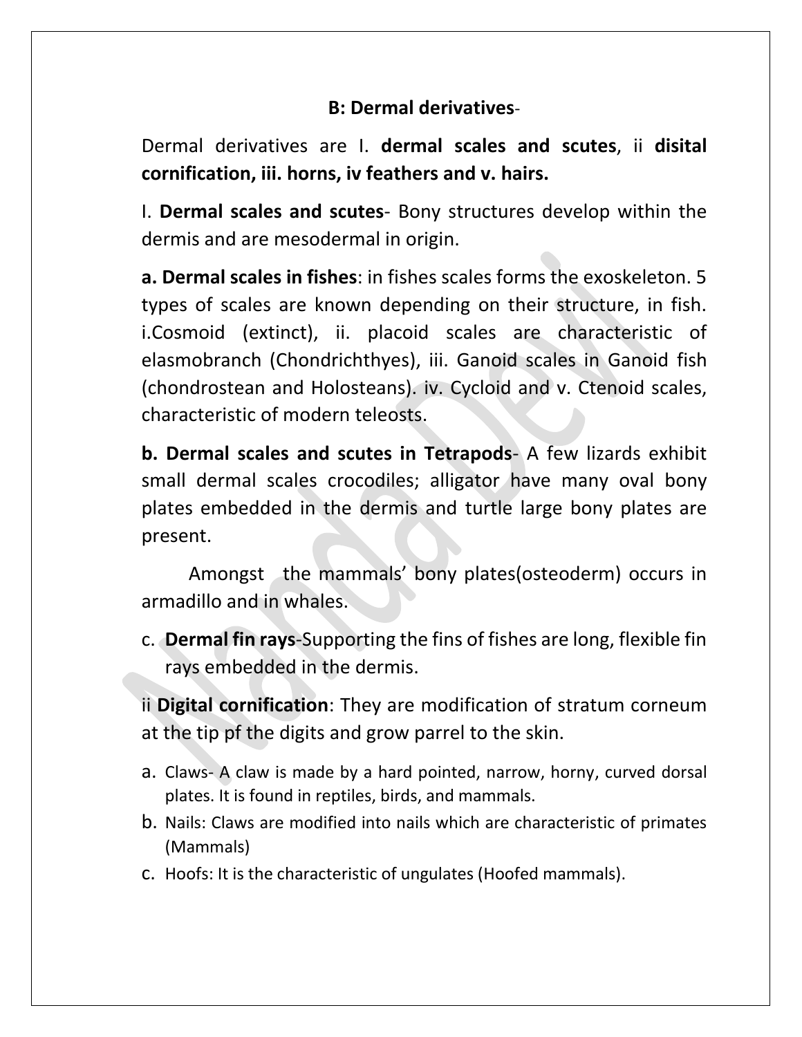## B: Dermal derivatives-

Dermal derivatives are I. **dermal scales and scutes**, ii **disital cornification, iii. horns, iv feathers and v. hairs.**

I. **Dermal scales and scutes**- Bony structures develop within the dermis and are mesodermal in origin.

**a. Dermal scales in fishes**: in fishes scales forms the exoskeleton. 5 types of scales are known depending on their structure, in fish. i.Cosmoid (extinct), ii. placoid scales are characteristic of elasmobranch (Chondrichthyes), iii. Ganoid scales in Ganoid fish (chondrostean and Holosteans). iv. Cycloid and v. Ctenoid scales, characteristic of modern teleosts.

**b. Dermal scales and scutes in Tetrapods**- A few lizards exhibit small dermal scales crocodiles; alligator have many oval bony plates embedded in the dermis and turtle large bony plates are present.

Amongst the mammals' bony plates(osteoderm) occurs in armadillo and in whales.

c. **Dermal fin rays**-Supporting the fins of fishes are long, flexible fin rays embedded in the dermis.

ii **Digital cornification**: They are modification of stratum corneum at the tip pf the digits and grow parrel to the skin.

a. Claws- A claw is made by a hard pointed, narrow, horny, curved dorsal plates. It is found in reptiles, birds, and mammals.
b. Nails: Claws are modified into nails which are characteristic of primates (Mammals)
c. Hoofs: It is the characteristic of ungulates (Hoofed mammals).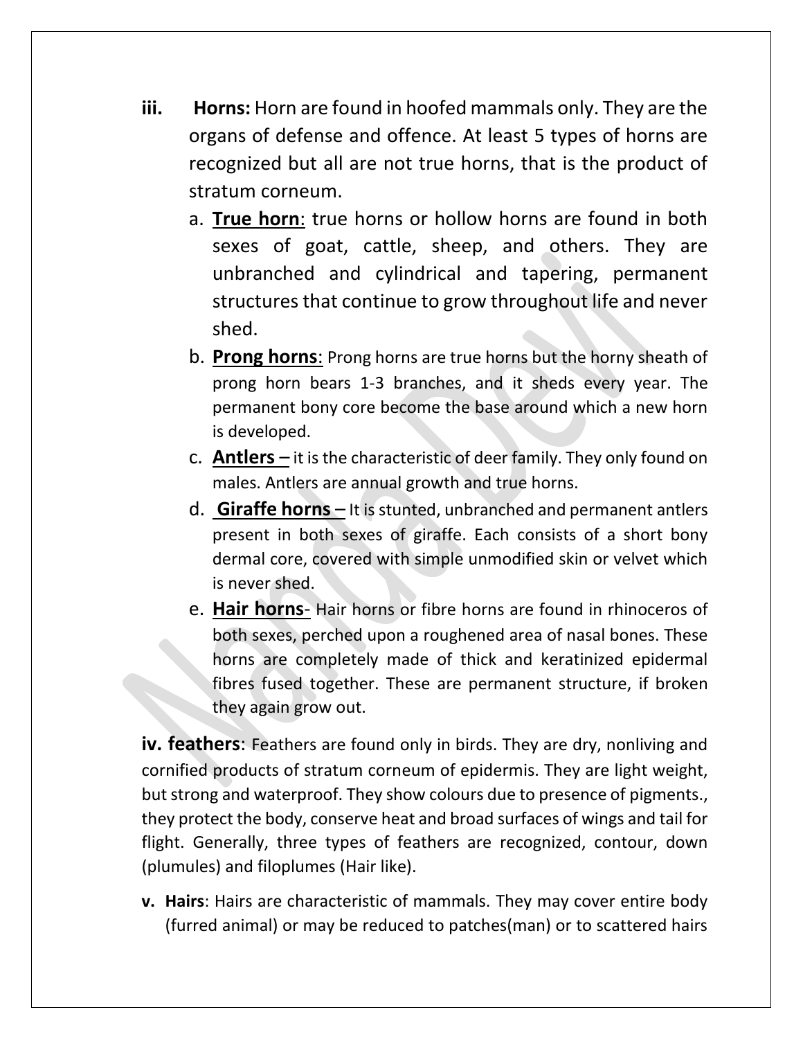**iii. Horns:** Horn are found in hoofed mammals only. They are the organs of defense and offence. At least 5 types of horns are recognized but all are not true horns, that is the product of stratum corneum.

a. **True horn**: true horns or hollow horns are found in both sexes of goat, cattle, sheep, and others. They are unbranched and cylindrical and tapering, permanent structures that continue to grow throughout life and never shed.

b. **Prong horns**: Prong horns are true horns but the horny sheath of prong horn bears 1-3 branches, and it sheds every year. The permanent bony core become the base around which a new horn is developed.

c. **Antlers** – it is the characteristic of deer family. They only found on males. Antlers are annual growth and true horns.

d. **Giraffe horns** – It is stunted, unbranched and permanent antlers present in both sexes of giraffe. Each consists of a short bony dermal core, covered with simple unmodified skin or velvet which is never shed.

e. **Hair horns**- Hair horns or fibre horns are found in rhinoceros of both sexes, perched upon a roughened area of nasal bones. These horns are completely made of thick and keratinized epidermal fibres fused together. These are permanent structure, if broken they again grow out.

**iv. feathers**: Feathers are found only in birds. They are dry, nonliving and cornified products of stratum corneum of epidermis. They are light weight, but strong and waterproof. They show colours due to presence of pigments., they protect the body, conserve heat and broad surfaces of wings and tail for flight. Generally, three types of feathers are recognized, contour, down (plumules) and filoplumes (Hair like).

**v. Hairs**: Hairs are characteristic of mammals. They may cover entire body (furred animal) or may be reduced to patches(man) or to scattered hairs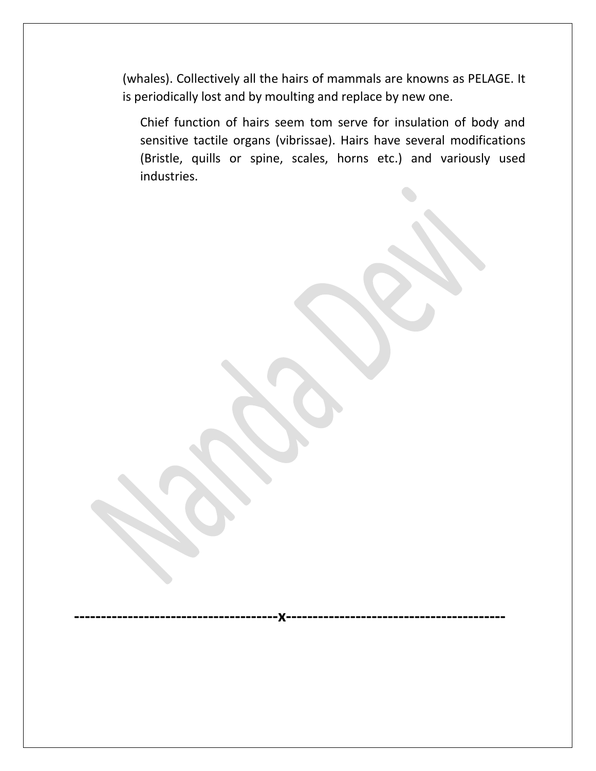(whales). Collectively all the hairs of mammals are knowns as PELAGE. It is periodically lost and by moulting and replace by new one.

Chief function of hairs seem tom serve for insulation of body and sensitive tactile organs (vibrissae). Hairs have several modifications (Bristle, quills or spine, scales, horns etc.) and variously used industries.

------------------------------------x----------------------------------------